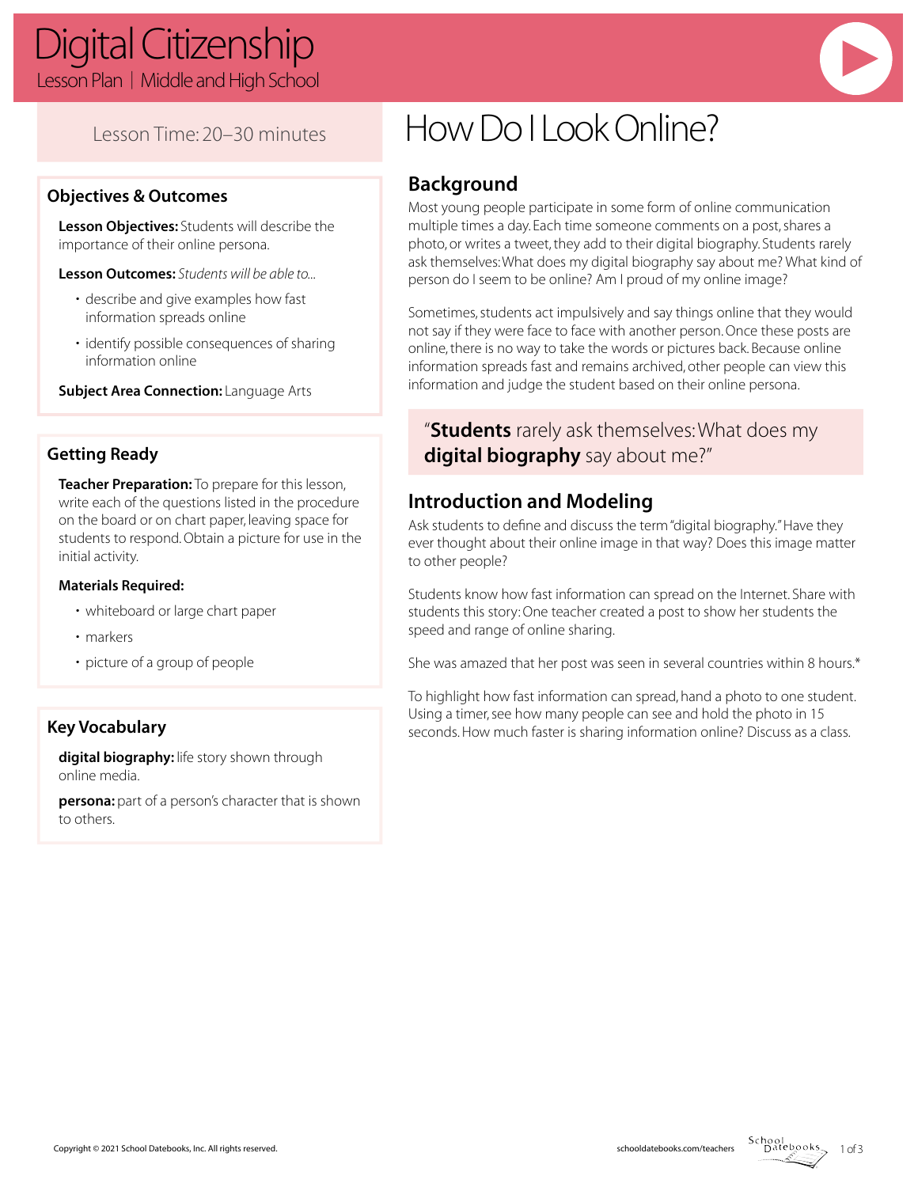# Digital Citizenship

Lesson Plan | Middle and High School

Lesson Time: 20–30 minutes

## Objectives & Outcomes

**Lesson Objectives:** Students will describe the importance of their online persona.

**Lesson Outcomes:** *Students will be able to...*

- describe and give examples how fast information spreads online
- identify possible consequences of sharing information online

**Subject Area Connection:** Language Arts

## Getting Ready

**Teacher Preparation:** To prepare for this lesson, write each of the questions listed in the procedure on the board or on chart paper, leaving space for students to respond. Obtain a picture for use in the initial activity.

**Materials Required:**

- whiteboard or large chart paper
- markers
- picture of a group of people

## Key Vocabulary

**digital biography:** life story shown through online media.

**persona:** part of a person's character that is shown to others.

# How Do I Look Online?

## Background

Most young people participate in some form of online communication multiple times a day. Each time someone comments on a post, shares a photo, or writes a tweet, they add to their digital biography. Students rarely ask themselves: What does my digital biography say about me? What kind of person do I seem to be online? Am I proud of my online image?

Sometimes, students act impulsively and say things online that they would not say if they were face to face with another person. Once these posts are online, there is no way to take the words or pictures back. Because online information spreads fast and remains archived, other people can view this information and judge the student based on their online persona.

> "**Students** rarely ask themselves: What does my **digital biography** say about me?"

## Introduction and Modeling

Ask students to define and discuss the term "digital biography." Have they ever thought about their online image in that way? Does this image matter to other people?

Students know how fast information can spread on the Internet. Share with students this story: One teacher created a post to show her students the speed and range of online sharing.

She was amazed that her post was seen in several countries within 8 hours.*

To highlight how fast information can spread, hand a photo to one student. Using a timer, see how many people can see and hold the photo in 15 seconds. How much faster is sharing information online? Discuss as a class.

Copyright © 2021 School Datebooks, Inc. All rights reserved.

schooldatebooks.com/teachers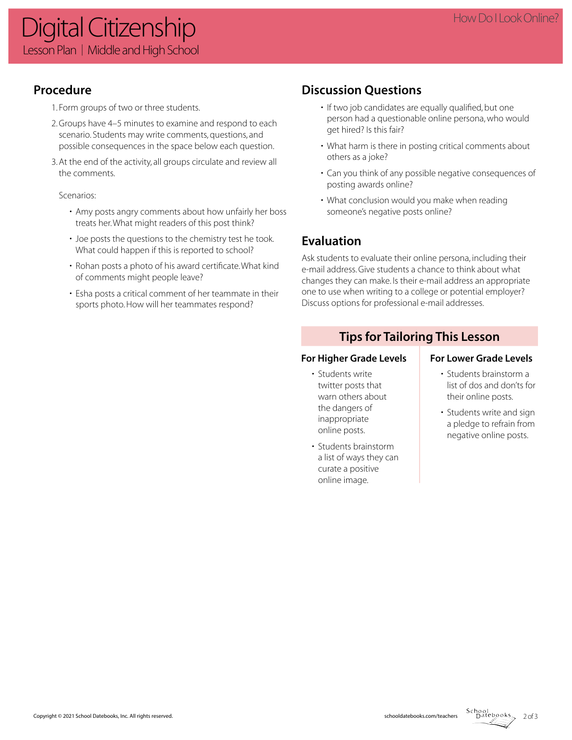## Procedure

1. Form groups of two or three students.
2. Groups have 4–5 minutes to examine and respond to each scenario. Students may write comments, questions, and possible consequences in the space below each question.
3. At the end of the activity, all groups circulate and review all the comments.

   Scenarios:

   - Amy posts angry comments about how unfairly her boss treats her. What might readers of this post think?
   - Joe posts the questions to the chemistry test he took. What could happen if this is reported to school?
   - Rohan posts a photo of his award certificate. What kind of comments might people leave?
   - Esha posts a critical comment of her teammate in their sports photo. How will her teammates respond?

## Discussion Questions

- If two job candidates are equally qualified, but one person had a questionable online persona, who would get hired? Is this fair?
- What harm is there in posting critical comments about others as a joke?
- Can you think of any possible negative consequences of posting awards online?
- What conclusion would you make when reading someone's negative posts online?

## Evaluation

Ask students to evaluate their online persona, including their e-mail address. Give students a chance to think about what changes they can make. Is their e-mail address an appropriate one to use when writing to a college or potential employer? Discuss options for professional e-mail addresses.

## Tips for Tailoring This Lesson

### For Higher Grade Levels

- Students write twitter posts that warn others about the dangers of inappropriate online posts.
- Students brainstorm a list of ways they can curate a positive online image.

### For Lower Grade Levels

- Students brainstorm a list of dos and don'ts for their online posts.
- Students write and sign a pledge to refrain from negative online posts.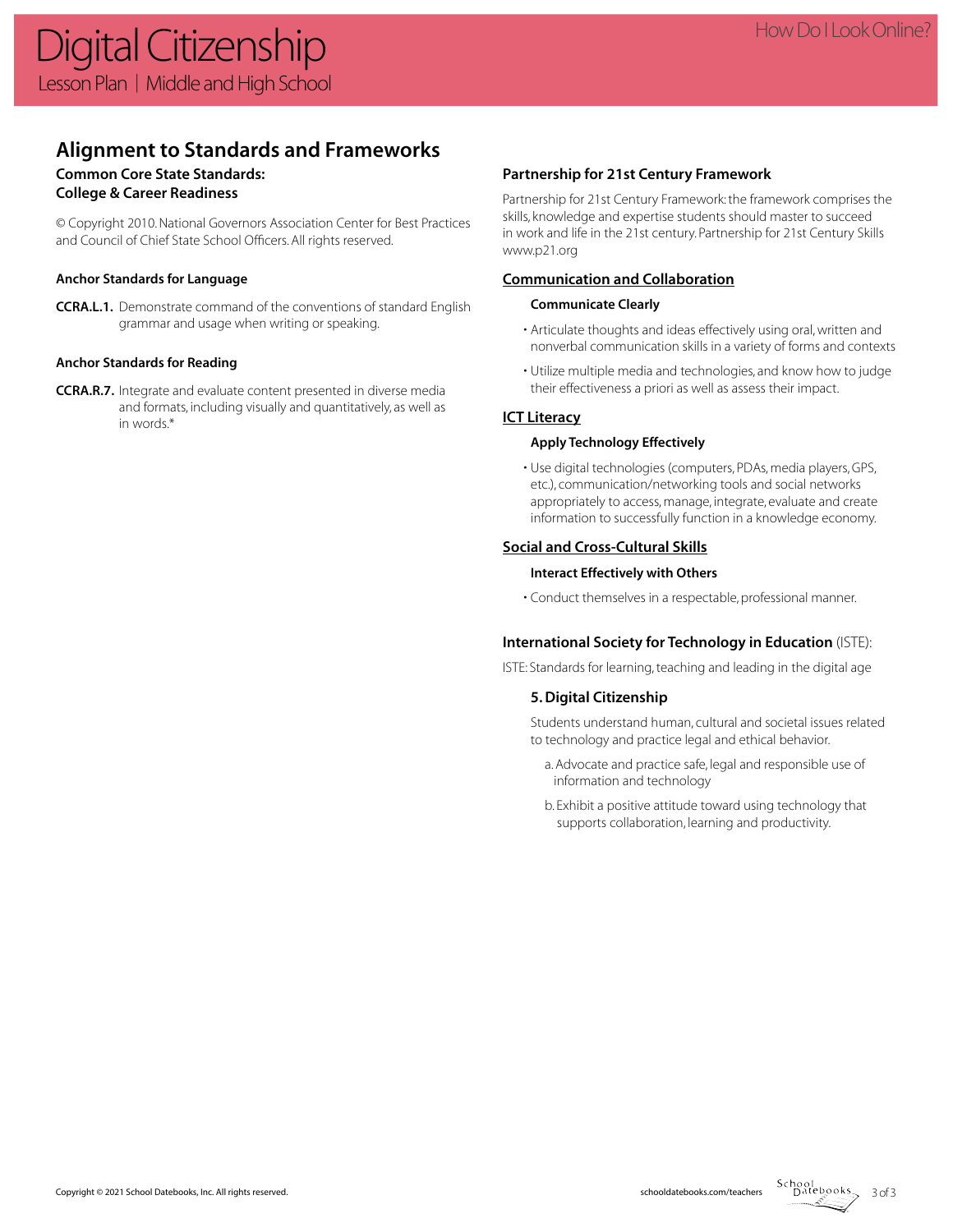## Alignment to Standards and Frameworks

### Common Core State Standards: College & Career Readiness

© Copyright 2010. National Governors Association Center for Best Practices and Council of Chief State School Officers. All rights reserved.

#### Anchor Standards for Language

**CCRA.L.1.** Demonstrate command of the conventions of standard English grammar and usage when writing or speaking.

#### Anchor Standards for Reading

**CCRA.R.7.** Integrate and evaluate content presented in diverse media and formats, including visually and quantitatively, as well as in words.*

### Partnership for 21st Century Framework

Partnership for 21st Century Framework: the framework comprises the skills, knowledge and expertise students should master to succeed in work and life in the 21st century. Partnership for 21st Century Skills www.p21.org

#### Communication and Collaboration

**Communicate Clearly**

- Articulate thoughts and ideas effectively using oral, written and nonverbal communication skills in a variety of forms and contexts
- Utilize multiple media and technologies, and know how to judge their effectiveness a priori as well as assess their impact.

#### ICT Literacy

**Apply Technology Effectively**

- Use digital technologies (computers, PDAs, media players, GPS, etc.), communication/networking tools and social networks appropriately to access, manage, integrate, evaluate and create information to successfully function in a knowledge economy.

#### Social and Cross-Cultural Skills

**Interact Effectively with Others**

- Conduct themselves in a respectable, professional manner.

### International Society for Technology in Education (ISTE):

ISTE: Standards for learning, teaching and leading in the digital age

**5. Digital Citizenship**

Students understand human, cultural and societal issues related to technology and practice legal and ethical behavior.

a. Advocate and practice safe, legal and responsible use of information and technology

b. Exhibit a positive attitude toward using technology that supports collaboration, learning and productivity.